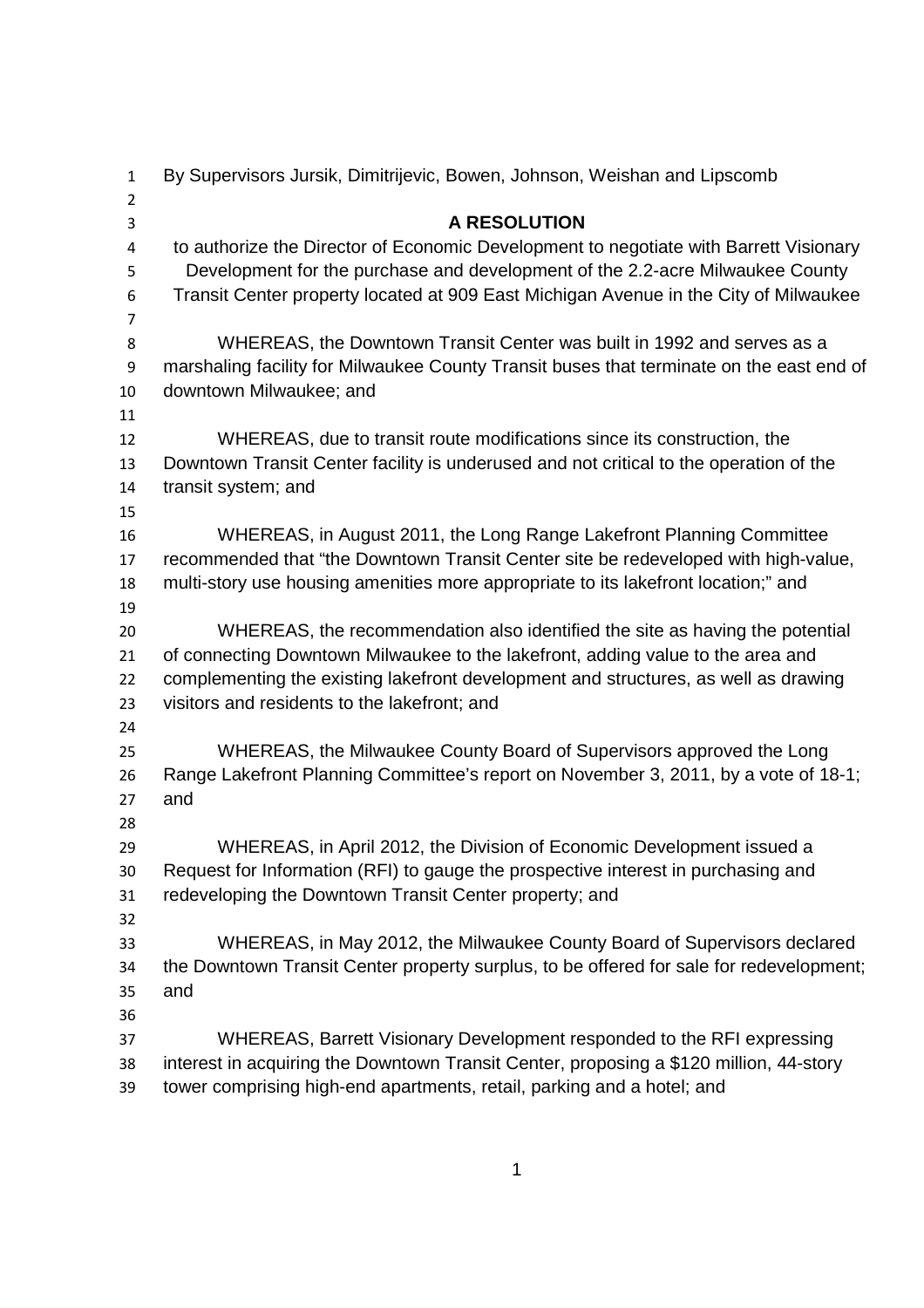By Supervisors Jursik, Dimitrijevic, Bowen, Johnson, Weishan and Lipscomb

**A RESOLUTION**

to authorize the Director of Economic Development to negotiate with Barrett Visionary Development for the purchase and development of the 2.2-acre Milwaukee County Transit Center property located at 909 East Michigan Avenue in the City of Milwaukee

WHEREAS, the Downtown Transit Center was built in 1992 and serves as a marshaling facility for Milwaukee County Transit buses that terminate on the east end of downtown Milwaukee; and

WHEREAS, due to transit route modifications since its construction, the Downtown Transit Center facility is underused and not critical to the operation of the transit system; and

WHEREAS, in August 2011, the Long Range Lakefront Planning Committee recommended that "the Downtown Transit Center site be redeveloped with high-value, multi-story use housing amenities more appropriate to its lakefront location;" and

WHEREAS, the recommendation also identified the site as having the potential of connecting Downtown Milwaukee to the lakefront, adding value to the area and complementing the existing lakefront development and structures, as well as drawing visitors and residents to the lakefront; and

WHEREAS, the Milwaukee County Board of Supervisors approved the Long Range Lakefront Planning Committee's report on November 3, 2011, by a vote of 18-1; and

WHEREAS, in April 2012, the Division of Economic Development issued a Request for Information (RFI) to gauge the prospective interest in purchasing and redeveloping the Downtown Transit Center property; and

WHEREAS, in May 2012, the Milwaukee County Board of Supervisors declared the Downtown Transit Center property surplus, to be offered for sale for redevelopment; and

WHEREAS, Barrett Visionary Development responded to the RFI expressing interest in acquiring the Downtown Transit Center, proposing a $120 million, 44-story tower comprising high-end apartments, retail, parking and a hotel; and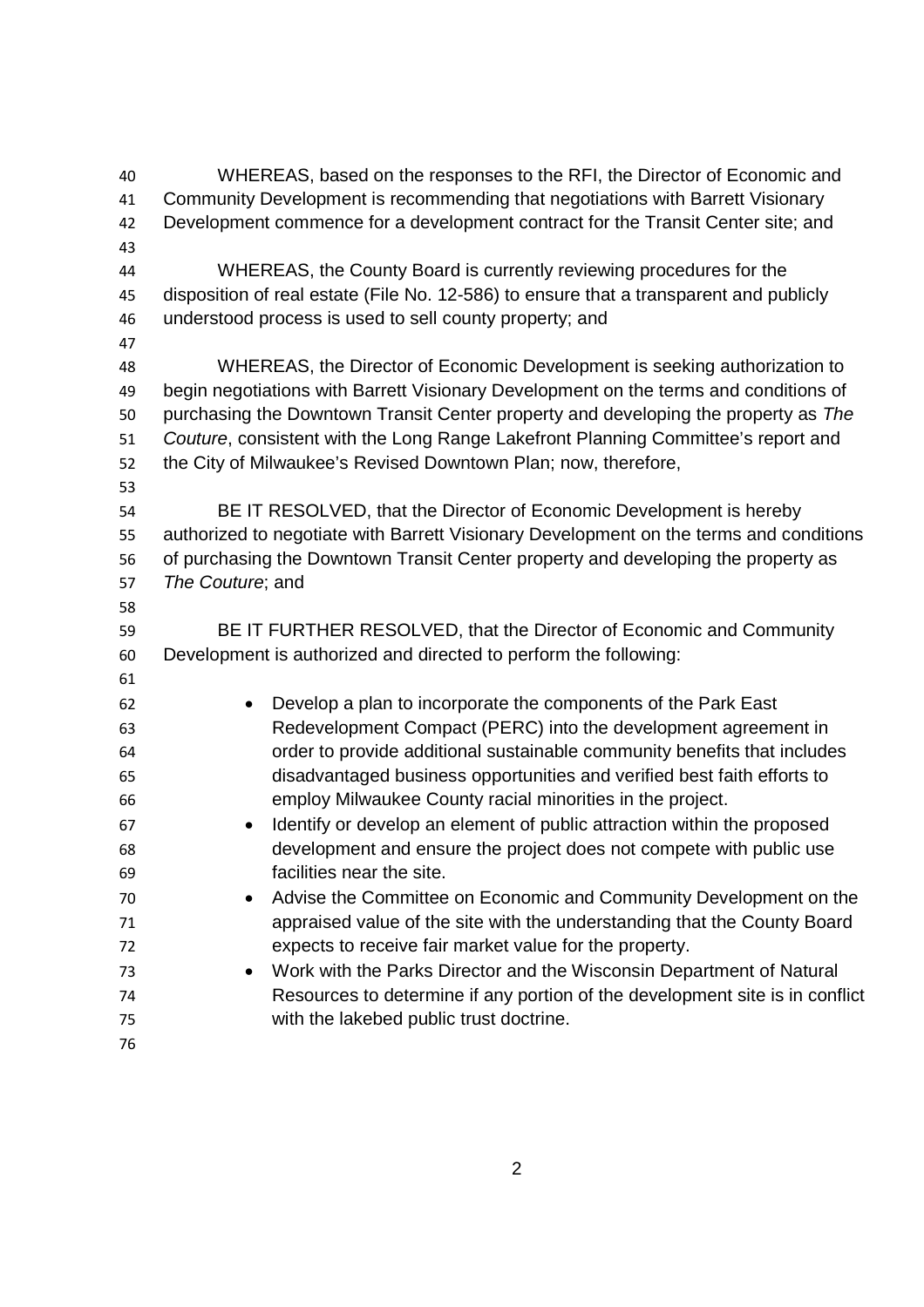WHEREAS, based on the responses to the RFI, the Director of Economic and Community Development is recommending that negotiations with Barrett Visionary Development commence for a development contract for the Transit Center site; and

WHEREAS, the County Board is currently reviewing procedures for the disposition of real estate (File No. 12-586) to ensure that a transparent and publicly understood process is used to sell county property; and

WHEREAS, the Director of Economic Development is seeking authorization to begin negotiations with Barrett Visionary Development on the terms and conditions of purchasing the Downtown Transit Center property and developing the property as *The Couture*, consistent with the Long Range Lakefront Planning Committee's report and the City of Milwaukee's Revised Downtown Plan; now, therefore,

BE IT RESOLVED, that the Director of Economic Development is hereby authorized to negotiate with Barrett Visionary Development on the terms and conditions of purchasing the Downtown Transit Center property and developing the property as *The Couture*; and

BE IT FURTHER RESOLVED, that the Director of Economic and Community Development is authorized and directed to perform the following:

- Develop a plan to incorporate the components of the Park East Redevelopment Compact (PERC) into the development agreement in order to provide additional sustainable community benefits that includes disadvantaged business opportunities and verified best faith efforts to employ Milwaukee County racial minorities in the project.
- Identify or develop an element of public attraction within the proposed development and ensure the project does not compete with public use facilities near the site.
- Advise the Committee on Economic and Community Development on the appraised value of the site with the understanding that the County Board expects to receive fair market value for the property.
- Work with the Parks Director and the Wisconsin Department of Natural Resources to determine if any portion of the development site is in conflict with the lakebed public trust doctrine.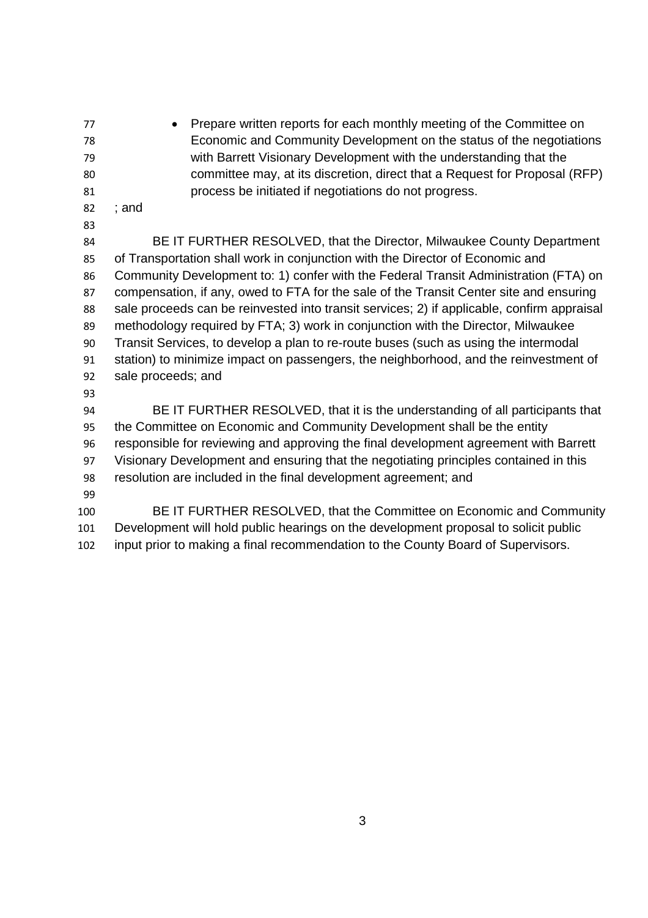- Prepare written reports for each monthly meeting of the Committee on Economic and Community Development on the status of the negotiations with Barrett Visionary Development with the understanding that the committee may, at its discretion, direct that a Request for Proposal (RFP) process be initiated if negotiations do not progress.

; and

BE IT FURTHER RESOLVED, that the Director, Milwaukee County Department of Transportation shall work in conjunction with the Director of Economic and Community Development to: 1) confer with the Federal Transit Administration (FTA) on compensation, if any, owed to FTA for the sale of the Transit Center site and ensuring sale proceeds can be reinvested into transit services; 2) if applicable, confirm appraisal methodology required by FTA; 3) work in conjunction with the Director, Milwaukee Transit Services, to develop a plan to re-route buses (such as using the intermodal station) to minimize impact on passengers, the neighborhood, and the reinvestment of sale proceeds; and

BE IT FURTHER RESOLVED, that it is the understanding of all participants that the Committee on Economic and Community Development shall be the entity responsible for reviewing and approving the final development agreement with Barrett Visionary Development and ensuring that the negotiating principles contained in this resolution are included in the final development agreement; and

BE IT FURTHER RESOLVED, that the Committee on Economic and Community Development will hold public hearings on the development proposal to solicit public input prior to making a final recommendation to the County Board of Supervisors.